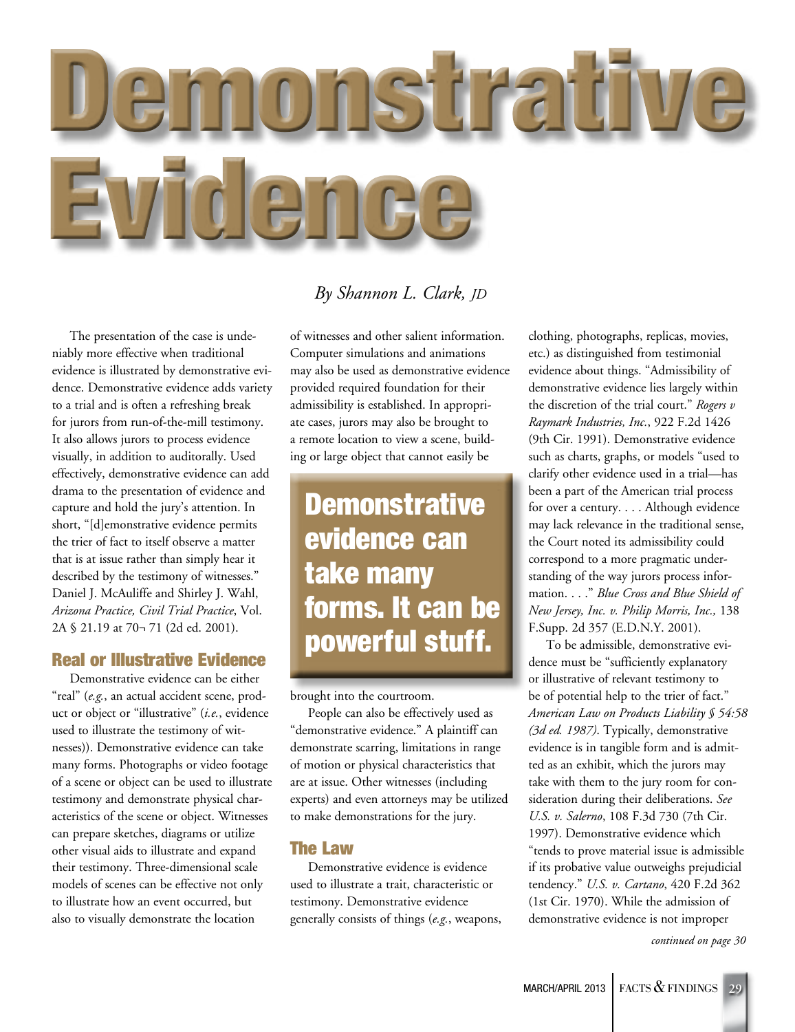# Demonstrative Evidence

*By Shannon L. Clark, JD*

The presentation of the case is undeniably more effective when traditional evidence is illustrated by demonstrative evidence. Demonstrative evidence adds variety to a trial and is often a refreshing break for jurors from run-of-the-mill testimony. It also allows jurors to process evidence visually, in addition to auditorally. Used effectively, demonstrative evidence can add drama to the presentation of evidence and capture and hold the jury's attention. In short, "[d]emonstrative evidence permits the trier of fact to itself observe a matter that is at issue rather than simply hear it described by the testimony of witnesses." Daniel J. McAuliffe and Shirley J. Wahl, *Arizona Practice, Civil Trial Practice*, Vol. 2A § 21.19 at 70¬ 71 (2d ed. 2001).

## Real or Illustrative Evidence

Demonstrative evidence can be either "real" (*e.g.*, an actual accident scene, product or object or "illustrative" (*i.e.*, evidence used to illustrate the testimony of witnesses)). Demonstrative evidence can take many forms. Photographs or video footage of a scene or object can be used to illustrate testimony and demonstrate physical characteristics of the scene or object. Witnesses can prepare sketches, diagrams or utilize other visual aids to illustrate and expand their testimony. Three-dimensional scale models of scenes can be effective not only to illustrate how an event occurred, but also to visually demonstrate the location of witnesses and other salient information. Computer simulations and animations may also be used as demonstrative evidence provided required foundation for their admissibility is established. In appropriate cases, jurors may also be brought to a remote location to view a scene, building or large object that cannot easily be brought into the courtroom.

**Demonstrative evidence can take many forms. It can be powerful stuff.**

People can also be effectively used as "demonstrative evidence." A plaintiff can demonstrate scarring, limitations in range of motion or physical characteristics that are at issue. Other witnesses (including experts) and even attorneys may be utilized to make demonstrations for the jury.

## The Law

Demonstrative evidence is evidence used to illustrate a trait, characteristic or testimony. Demonstrative evidence generally consists of things (*e.g.*, weapons, clothing, photographs, replicas, movies, etc.) as distinguished from testimonial evidence about things. "Admissibility of demonstrative evidence lies largely within the discretion of the trial court." *Rogers v Raymark Industries, Inc.*, 922 F.2d 1426 (9th Cir. 1991). Demonstrative evidence such as charts, graphs, or models "used to clarify other evidence used in a trial—has been a part of the American trial process for over a century. . . . Although evidence may lack relevance in the traditional sense, the Court noted its admissibility could correspond to a more pragmatic understanding of the way jurors process information. . . ." *Blue Cross and Blue Shield of New Jersey, Inc. v. Philip Morris, Inc.,* 138 F.Supp. 2d 357 (E.D.N.Y. 2001).

To be admissible, demonstrative evidence must be "sufficiently explanatory or illustrative of relevant testimony to be of potential help to the trier of fact." *American Law on Products Liability § 54:58 (3d ed. 1987).* Typically, demonstrative evidence is in tangible form and is admitted as an exhibit, which the jurors may take with them to the jury room for consideration during their deliberations. *See U.S. v. Salerno*, 108 F.3d 730 (7th Cir. 1997). Demonstrative evidence which "tends to prove material issue is admissible if its probative value outweighs prejudicial tendency." *U.S. v. Cartano*, 420 F.2d 362 (1st Cir. 1970). While the admission of demonstrative evidence is not improper

*continued on page 30*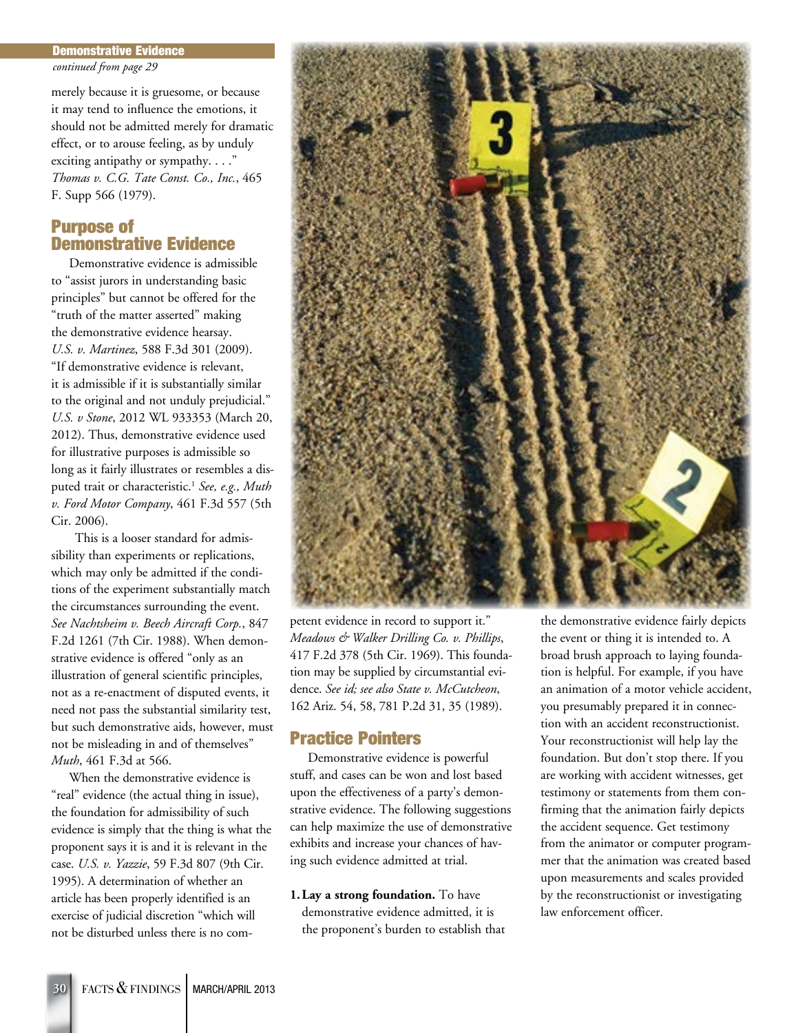**Demonstrative Evidence**

*continued from page 29*

merely because it is gruesome, or because it may tend to influence the emotions, it should not be admitted merely for dramatic effect, or to arouse feeling, as by unduly exciting antipathy or sympathy. . . ." *Thomas v. C.G. Tate Const. Co., Inc.*, 465 F. Supp 566 (1979).

## Purpose of Demonstrative Evidence

Demonstrative evidence is admissible to "assist jurors in understanding basic principles" but cannot be offered for the "truth of the matter asserted" making the demonstrative evidence hearsay. *U.S. v. Martinez*, 588 F.3d 301 (2009). "If demonstrative evidence is relevant, it is admissible if it is substantially similar to the original and not unduly prejudicial." *U.S. v Stone*, 2012 WL 933353 (March 20, 2012). Thus, demonstrative evidence used for illustrative purposes is admissible so long as it fairly illustrates or resembles a disputed trait or characteristic.[1] *See, e.g., Muth v. Ford Motor Company*, 461 F.3d 557 (5th Cir. 2006).

This is a looser standard for admissibility than experiments or replications, which may only be admitted if the conditions of the experiment substantially match the circumstances surrounding the event. *See Nachtsheim v. Beech Aircraft Corp.*, 847 F.2d 1261 (7th Cir. 1988). When demonstrative evidence is offered "only as an illustration of general scientific principles, not as a re-enactment of disputed events, it need not pass the substantial similarity test, but such demonstrative aids, however, must not be misleading in and of themselves" *Muth*, 461 F.3d at 566.

When the demonstrative evidence is "real" evidence (the actual thing in issue), the foundation for admissibility of such evidence is simply that the thing is what the proponent says it is and it is relevant in the case. *U.S. v. Yazzie*, 59 F.3d 807 (9th Cir. 1995). A determination of whether an article has been properly identified is an exercise of judicial discretion "which will not be disturbed unless there is no competent evidence in record to support it." *Meadows & Walker Drilling Co. v. Phillips*, 417 F.2d 378 (5th Cir. 1969). This foundation may be supplied by circumstantial evidence. *See id; see also State v. McCutcheon*, 162 Ariz. 54, 58, 781 P.2d 31, 35 (1989).

## Practice Pointers

Demonstrative evidence is powerful stuff, and cases can be won and lost based upon the effectiveness of a party's demonstrative evidence. The following suggestions can help maximize the use of demonstrative exhibits and increase your chances of having such evidence admitted at trial.

1. **Lay a strong foundation.** To have demonstrative evidence admitted, it is the proponent's burden to establish that the demonstrative evidence fairly depicts the event or thing it is intended to. A broad brush approach to laying foundation is helpful. For example, if you have an animation of a motor vehicle accident, you presumably prepared it in connection with an accident reconstructionist. Your reconstructionist will help lay the foundation. But don't stop there. If you are working with accident witnesses, get testimony or statements from them confirming that the animation fairly depicts the accident sequence. Get testimony from the animator or computer programmer that the animation was created based upon measurements and scales provided by the reconstructionist or investigating law enforcement officer.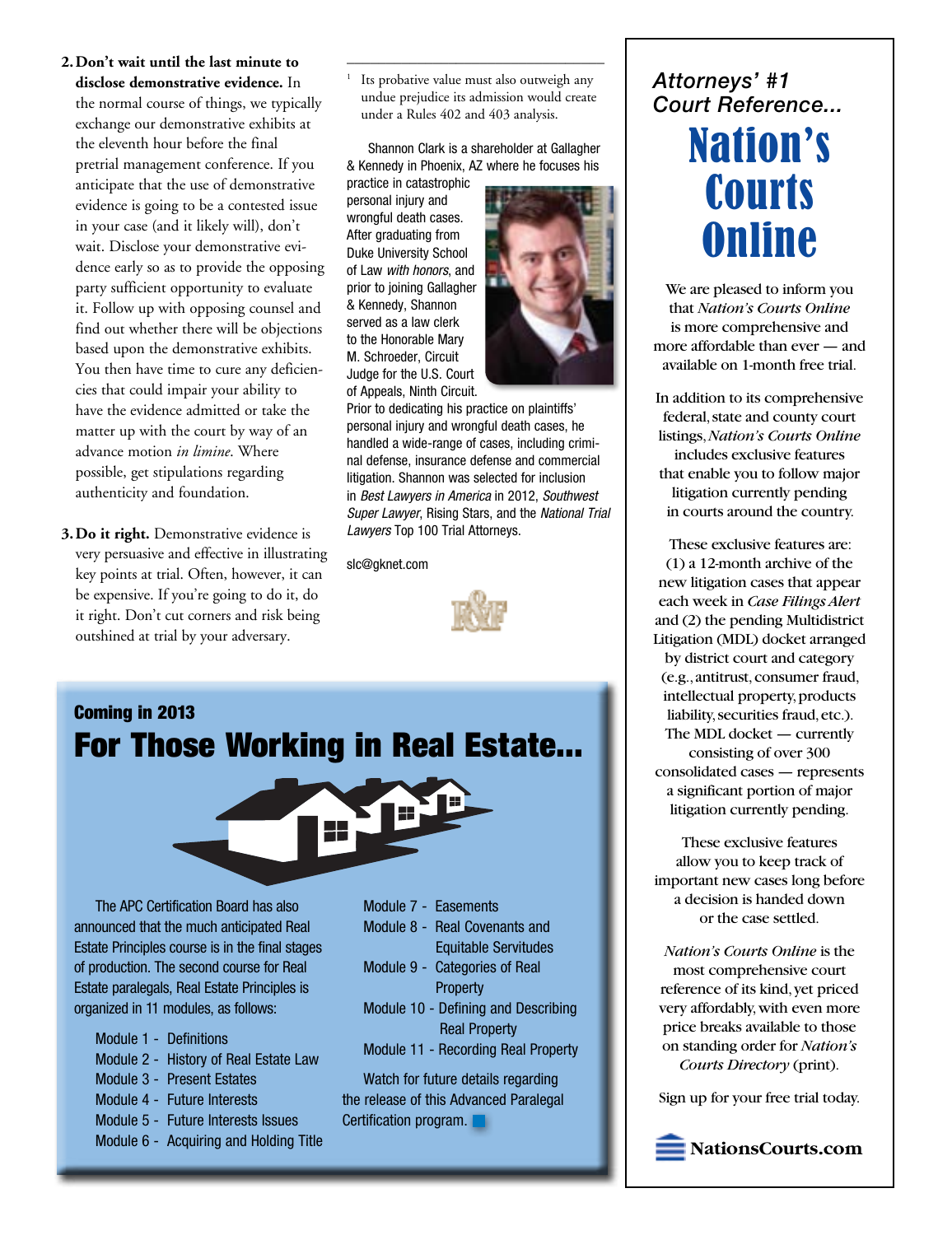2. **Don't wait until the last minute to disclose demonstrative evidence.** In the normal course of things, we typically exchange our demonstrative exhibits at the eleventh hour before the final pretrial management conference. If you anticipate that the use of demonstrative evidence is going to be a contested issue in your case (and it likely will), don't wait. Disclose your demonstrative evidence early so as to provide the opposing party sufficient opportunity to evaluate it. Follow up with opposing counsel and find out whether there will be objections based upon the demonstrative exhibits. You then have time to cure any deficiencies that could impair your ability to have the evidence admitted or take the matter up with the court by way of an advance motion *in limine*. Where possible, get stipulations regarding authenticity and foundation.

3. **Do it right.** Demonstrative evidence is very persuasive and effective in illustrating key points at trial. Often, however, it can be expensive. If you're going to do it, do it right. Don't cut corners and risk being outshined at trial by your adversary.

---

[1] Its probative value must also outweigh any undue prejudice its admission would create under a Rules 402 and 403 analysis.

Shannon Clark is a shareholder at Gallagher & Kennedy in Phoenix, AZ where he focuses his practice in catastrophic personal injury and wrongful death cases. After graduating from Duke University School of Law *with honors*, and prior to joining Gallagher & Kennedy, Shannon served as a law clerk to the Honorable Mary M. Schroeder, Circuit Judge for the U.S. Court of Appeals, Ninth Circuit. Prior to dedicating his practice on plaintiffs' personal injury and wrongful death cases, he handled a wide-range of cases, including criminal defense, insurance defense and commercial litigation. Shannon was selected for inclusion in *Best Lawyers in America* in 2012, *Southwest Super Lawyer*, Rising Stars, and the *National Trial Lawyers* Top 100 Trial Attorneys.

slc@gknet.com

## Coming in 2013

# For Those Working in Real Estate...

The APC Certification Board has also announced that the much anticipated Real Estate Principles course is in the final stages of production. The second course for Real Estate paralegals, Real Estate Principles is organized in 11 modules, as follows:

- Module 1 - Definitions
- Module 2 - History of Real Estate Law
- Module 3 - Present Estates
- Module 4 - Future Interests
- Module 5 - Future Interests Issues
- Module 6 - Acquiring and Holding Title
- Module 7 - Easements
- Module 8 - Real Covenants and Equitable Servitudes
- Module 9 - Categories of Real Property
- Module 10 - Defining and Describing Real Property
- Module 11 - Recording Real Property

Watch for future details regarding the release of this Advanced Paralegal Certification program.

---

*Attorneys' #1 Court Reference...*

# Nation's Courts Online

We are pleased to inform you that *Nation's Courts Online* is more comprehensive and more affordable than ever — and available on 1-month free trial.

In addition to its comprehensive federal, state and county court listings, *Nation's Courts Online* includes exclusive features that enable you to follow major litigation currently pending in courts around the country.

These exclusive features are: (1) a 12-month archive of the new litigation cases that appear each week in *Case Filings Alert* and (2) the pending Multidistrict Litigation (MDL) docket arranged by district court and category (e.g., antitrust, consumer fraud, intellectual property, products liability, securities fraud, etc.). The MDL docket — currently consisting of over 300 consolidated cases — represents a significant portion of major litigation currently pending.

These exclusive features allow you to keep track of important new cases long before a decision is handed down or the case settled.

*Nation's Courts Online* is the most comprehensive court reference of its kind, yet priced very affordably, with even more price breaks available to those on standing order for *Nation's Courts Directory* (print).

Sign up for your free trial today.

**NationsCourts.com**